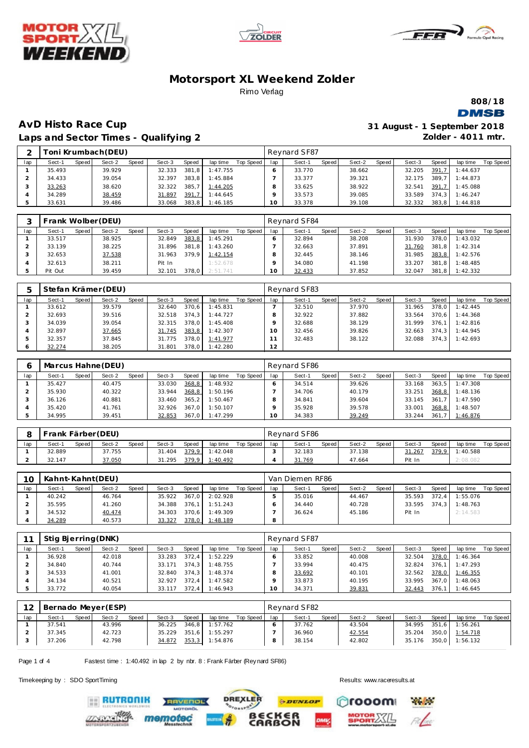# Motorsport XL Weekend Zolder

Rimo Verlag

808/18

DMSB

## AvD Histo Race Cup

31 August - 1 September 2018

### Laps and Sector Times - Qualifying 2

Zolder - 4011 mtr.

| 2 | Toni Krumbach(DEU) | | | | | | | | Reynard SF87 | | | | | | | | |
|---|---|---|---|---|---|---|---|---|---|---|---|---|---|---|---|---|---|
| lap | Sect-1 | Speed | Sect-2 | Speed | Sect-3 | Speed | lap time | Top Speed | lap | Sect-1 | Speed | Sect-2 | Speed | Sect-3 | Speed | lap time | Top Speed |
| 1 | 35.493 | | 39.929 | | 32.333 | 381,8 | 1:47.755 | | 6 | 33.770 | | 38.662 | | 32.205 | 391,7 | 1:44.637 | |
| 2 | 34.433 | | 39.054 | | 32.397 | 383,8 | 1:45.884 | | 7 | 33.377 | | 39.321 | | 32.175 | 389,7 | 1:44.873 | |
| 3 | 33.263 | | 38.620 | | 32.322 | 385,7 | 1:44.205 | | 8 | 33.625 | | 38.922 | | 32.541 | 391,7 | 1:45.088 | |
| 4 | 34.289 | | 38.459 | | 31.897 | 391,7 | 1:44.645 | | 9 | 33.573 | | 39.085 | | 33.589 | 374,3 | 1:46.247 | |
| 5 | 33.631 | | 39.486 | | 33.068 | 383,8 | 1:46.185 | | 10 | 33.378 | | 39.108 | | 32.332 | 383,8 | 1:44.818 | |

| 3 | Frank Wolber(DEU) | | | | | | | | Reynard SF84 | | | | | | | | |
|---|---|---|---|---|---|---|---|---|---|---|---|---|---|---|---|---|---|
| lap | Sect-1 | Speed | Sect-2 | Speed | Sect-3 | Speed | lap time | Top Speed | lap | Sect-1 | Speed | Sect-2 | Speed | Sect-3 | Speed | lap time | Top Speed |
| 1 | 33.517 | | 38.925 | | 32.849 | 383,8 | 1:45.291 | | 6 | 32.894 | | 38.208 | | 31.930 | 378,0 | 1:43.032 | |
| 2 | 33.139 | | 38.225 | | 31.896 | 381,8 | 1:43.260 | | 7 | 32.663 | | 37.891 | | 31.760 | 381,8 | 1:42.314 | |
| 3 | 32.653 | | 37.538 | | 31.963 | 379,9 | 1:42.154 | | 8 | 32.445 | | 38.146 | | 31.985 | 383,8 | 1:42.576 | |
| 4 | 32.613 | | 38.211 | | Pit In | | 1:52.678 | | 9 | 34.080 | | 41.198 | | 33.207 | 381,8 | 1:48.485 | |
| 5 | Pit Out | | 39.459 | | 32.101 | 378,0 | 2:51.741 | | 10 | 32.433 | | 37.852 | | 32.047 | 381,8 | 1:42.332 | |

| 5 | Stefan Krämer(DEU) | | | | | | | | Reynard SF83 | | | | | | | | |
|---|---|---|---|---|---|---|---|---|---|---|---|---|---|---|---|---|---|
| lap | Sect-1 | Speed | Sect-2 | Speed | Sect-3 | Speed | lap time | Top Speed | lap | Sect-1 | Speed | Sect-2 | Speed | Sect-3 | Speed | lap time | Top Speed |
| 1 | 33.612 | | 39.579 | | 32.640 | 370,6 | 1:45.831 | | 7 | 32.510 | | 37.970 | | 31.965 | 378,0 | 1:42.445 | |
| 2 | 32.693 | | 39.516 | | 32.518 | 374,3 | 1:44.727 | | 8 | 32.922 | | 37.882 | | 33.564 | 370,6 | 1:44.368 | |
| 3 | 34.039 | | 39.054 | | 32.315 | 378,0 | 1:45.408 | | 9 | 32.688 | | 38.129 | | 31.999 | 376,1 | 1:42.816 | |
| 4 | 32.897 | | 37.665 | | 31.745 | 383,8 | 1:42.307 | | 10 | 32.456 | | 39.826 | | 32.663 | 374,3 | 1:44.945 | |
| 5 | 32.357 | | 37.845 | | 31.775 | 378,0 | 1:41.977 | | 11 | 32.483 | | 38.122 | | 32.088 | 374,3 | 1:42.693 | |
| 6 | 32.274 | | 38.205 | | 31.801 | 378,0 | 1:42.280 | | 12 | | | | | | | | |

| 6 | Marcus Hahne(DEU) | | | | | | | | Reynard SF86 | | | | | | | | |
|---|---|---|---|---|---|---|---|---|---|---|---|---|---|---|---|---|---|
| lap | Sect-1 | Speed | Sect-2 | Speed | Sect-3 | Speed | lap time | Top Speed | lap | Sect-1 | Speed | Sect-2 | Speed | Sect-3 | Speed | lap time | Top Speed |
| 1 | 35.427 | | 40.475 | | 33.030 | 368,8 | 1:48.932 | | 6 | 34.514 | | 39.626 | | 33.168 | 363,5 | 1:47.308 | |
| 2 | 35.930 | | 40.322 | | 33.944 | 368,8 | 1:50.196 | | 7 | 34.706 | | 40.179 | | 33.251 | 368,8 | 1:48.136 | |
| 3 | 36.126 | | 40.881 | | 33.460 | 365,2 | 1:50.467 | | 8 | 34.841 | | 39.604 | | 33.145 | 361,7 | 1:47.590 | |
| 4 | 35.420 | | 41.761 | | 32.926 | 367,0 | 1:50.107 | | 9 | 35.928 | | 39.578 | | 33.001 | 368,8 | 1:48.507 | |
| 5 | 34.995 | | 39.451 | | 32.853 | 367,0 | 1:47.299 | | 10 | 34.383 | | 39.249 | | 33.244 | 361,7 | 1:46.876 | |

| 8 | Frank Färber(DEU) | | | | | | | | Reynard SF86 | | | | | | | | |
|---|---|---|---|---|---|---|---|---|---|---|---|---|---|---|---|---|---|
| lap | Sect-1 | Speed | Sect-2 | Speed | Sect-3 | Speed | lap time | Top Speed | lap | Sect-1 | Speed | Sect-2 | Speed | Sect-3 | Speed | lap time | Top Speed |
| 1 | 32.889 | | 37.755 | | 31.404 | 379,9 | 1:42.048 | | 3 | 32.183 | | 37.138 | | 31.267 | 379,9 | 1:40.588 | |
| 2 | 32.147 | | 37.050 | | 31.295 | 379,9 | 1:40.492 | | 4 | 31.769 | | 47.664 | | Pit In | | 2:08.082 | |

| 10 | Kahnt-Kahnt(DEU) | | | | | | | | Van Diemen RF86 | | | | | | | | |
|---|---|---|---|---|---|---|---|---|---|---|---|---|---|---|---|---|---|
| lap | Sect-1 | Speed | Sect-2 | Speed | Sect-3 | Speed | lap time | Top Speed | lap | Sect-1 | Speed | Sect-2 | Speed | Sect-3 | Speed | lap time | Top Speed |
| 1 | 40.242 | | 46.764 | | 35.922 | 367,0 | 2:02.928 | | 5 | 35.016 | | 44.467 | | 35.593 | 372,4 | 1:55.076 | |
| 2 | 35.595 | | 41.260 | | 34.388 | 376,1 | 1:51.243 | | 6 | 34.440 | | 40.728 | | 33.595 | 374,3 | 1:48.763 | |
| 3 | 34.532 | | 40.474 | | 34.303 | 370,6 | 1:49.309 | | 7 | 36.624 | | 45.186 | | Pit In | | 2:14.583 | |
| 4 | 34.289 | | 40.573 | | 33.327 | 378,0 | 1:48.189 | | 8 | | | | | | | | |

| 11 | Stig Bjerring(DNK) | | | | | | | | Reynard SF87 | | | | | | | | |
|---|---|---|---|---|---|---|---|---|---|---|---|---|---|---|---|---|---|
| lap | Sect-1 | Speed | Sect-2 | Speed | Sect-3 | Speed | lap time | Top Speed | lap | Sect-1 | Speed | Sect-2 | Speed | Sect-3 | Speed | lap time | Top Speed |
| 1 | 36.928 | | 42.018 | | 33.283 | 372,4 | 1:52.229 | | 6 | 33.852 | | 40.008 | | 32.504 | 378,0 | 1:46.364 | |
| 2 | 34.840 | | 40.744 | | 33.171 | 374,3 | 1:48.755 | | 7 | 33.994 | | 40.475 | | 32.824 | 376,1 | 1:47.293 | |
| 3 | 34.533 | | 41.001 | | 32.840 | 374,3 | 1:48.374 | | 8 | 33.692 | | 40.101 | | 32.562 | 378,0 | 1:46.355 | |
| 4 | 34.134 | | 40.521 | | 32.927 | 372,4 | 1:47.582 | | 9 | 33.873 | | 40.195 | | 33.995 | 367,0 | 1:48.063 | |
| 5 | 33.772 | | 40.054 | | 33.117 | 372,4 | 1:46.943 | | 10 | 34.371 | | 39.831 | | 32.443 | 376,1 | 1:46.645 | |

| 12 | Bernado Meyer(ESP) | | | | | | | | Reynard SF82 | | | | | | | | |
|---|---|---|---|---|---|---|---|---|---|---|---|---|---|---|---|---|---|
| lap | Sect-1 | Speed | Sect-2 | Speed | Sect-3 | Speed | lap time | Top Speed | lap | Sect-1 | Speed | Sect-2 | Speed | Sect-3 | Speed | lap time | Top Speed |
| 1 | 37.541 | | 43.996 | | 36.225 | 346,8 | 1:57.762 | | 6 | 37.762 | | 43.504 | | 34.995 | 351,6 | 1:56.261 | |
| 2 | 37.345 | | 42.723 | | 35.229 | 351,6 | 1:55.297 | | 7 | 36.960 | | 42.554 | | 35.204 | 350,0 | 1:54.718 | |
| 3 | 37.206 | | 42.798 | | 34.872 | 353,3 | 1:54.876 | | 8 | 38.154 | | 42.802 | | 35.176 | 350,0 | 1:56.132 | |

Fastest time : 1:40.492 in lap 2 by nbr. 8 : Frank Färber (Reynard SF86)

Timekeeping by : SDO SportTiming

Results: www.raceresults.at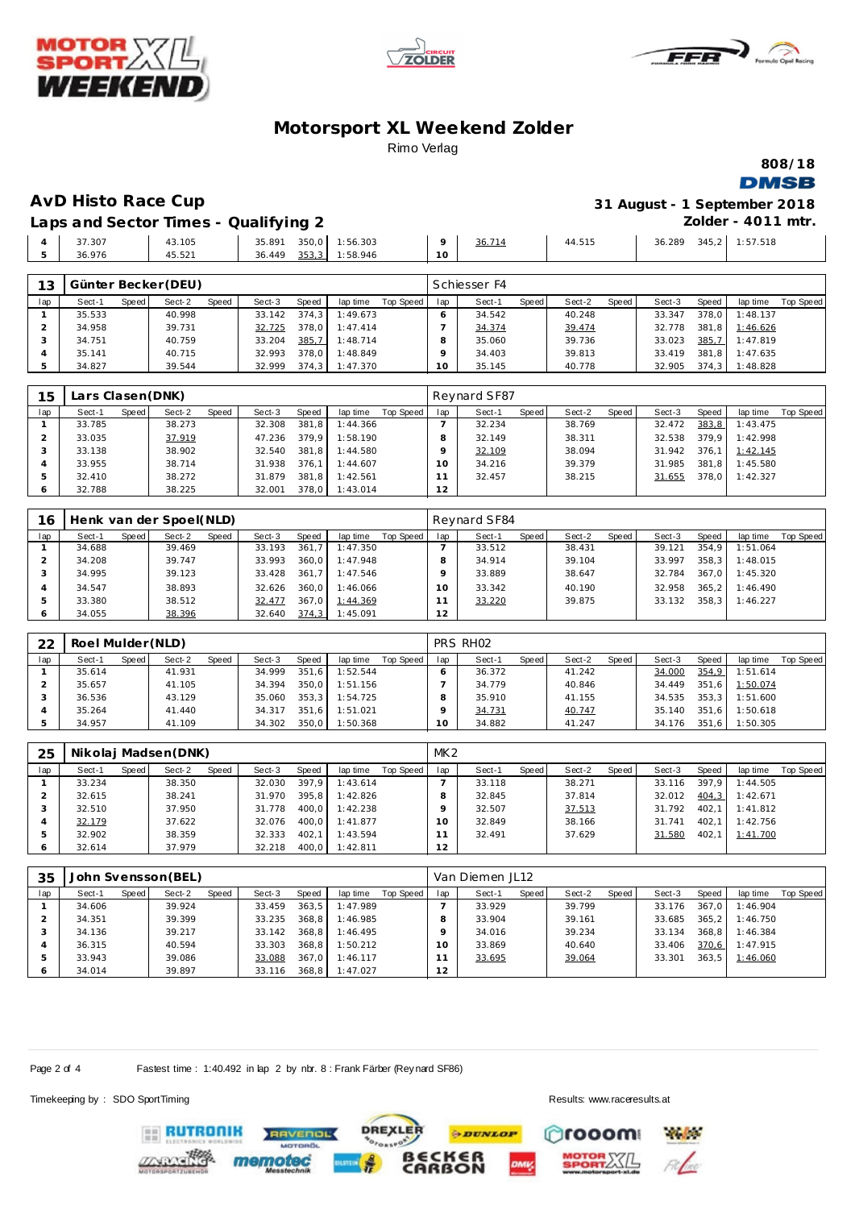# Motorsport XL Weekend Zolder

Rimo Verlag

808/18

DMSB

## AvD Histo Race Cup

31 August - 1 September 2018

### Laps and Sector Times - Qualifying 2

Zolder - 4011 mtr.

| lap | Sect-1 | Speed | Sect-2 | Speed | Sect-3 | Speed | lap time | Top Speed | lap | Sect-1 | Speed | Sect-2 | Speed | Sect-3 | Speed | lap time | Top Speed |
|---|---|---|---|---|---|---|---|---|---|---|---|---|---|---|---|---|---|
| 4 | 37.307 | | 43.105 | | 35.891 | 350,0 | 1:56.303 | | 9 | 36.714 | | 44.515 | | 36.289 | 345,2 | 1:57.518 | |
| 5 | 36.976 | | 45.521 | | 36.449 | 353,3 | 1:58.946 | | 10 | | | | | | | | |

**13 Günter Becker(DEU)** — Schiesser F4

| lap | Sect-1 | Speed | Sect-2 | Speed | Sect-3 | Speed | lap time | Top Speed | lap | Sect-1 | Speed | Sect-2 | Speed | Sect-3 | Speed | lap time | Top Speed |
|---|---|---|---|---|---|---|---|---|---|---|---|---|---|---|---|---|---|
| 1 | 35.533 | | 40.998 | | 33.142 | 374,3 | 1:49.673 | | 6 | 34.542 | | 40.248 | | 33.347 | 378,0 | 1:48.137 | |
| 2 | 34.958 | | 39.731 | | 32.725 | 378,0 | 1:47.414 | | 7 | 34.374 | | 39.474 | | 32.778 | 381,8 | 1:46.626 | |
| 3 | 34.751 | | 40.759 | | 33.204 | 385,7 | 1:48.714 | | 8 | 35.060 | | 39.736 | | 33.023 | 385,7 | 1:47.819 | |
| 4 | 35.141 | | 40.715 | | 32.993 | 378,0 | 1:48.849 | | 9 | 34.403 | | 39.813 | | 33.419 | 381,8 | 1:47.635 | |
| 5 | 34.827 | | 39.544 | | 32.999 | 374,3 | 1:47.370 | | 10 | 35.145 | | 40.778 | | 32.905 | 374,3 | 1:48.828 | |

**15 Lars Clasen(DNK)** — Reynard SF87

| lap | Sect-1 | Speed | Sect-2 | Speed | Sect-3 | Speed | lap time | Top Speed | lap | Sect-1 | Speed | Sect-2 | Speed | Sect-3 | Speed | lap time | Top Speed |
|---|---|---|---|---|---|---|---|---|---|---|---|---|---|---|---|---|---|
| 1 | 33.785 | | 38.273 | | 32.308 | 381,8 | 1:44.366 | | 7 | 32.234 | | 38.769 | | 32.472 | 383,8 | 1:43.475 | |
| 2 | 33.035 | | 37.919 | | 47.236 | 379,9 | 1:58.190 | | 8 | 32.149 | | 38.311 | | 32.538 | 379,9 | 1:42.998 | |
| 3 | 33.138 | | 38.902 | | 32.540 | 381,8 | 1:44.580 | | 9 | 32.109 | | 38.094 | | 31.942 | 376,1 | 1:42.145 | |
| 4 | 33.955 | | 38.714 | | 31.938 | 376,1 | 1:44.607 | | 10 | 34.216 | | 39.379 | | 31.985 | 381,8 | 1:45.580 | |
| 5 | 32.410 | | 38.272 | | 31.879 | 381,8 | 1:42.561 | | 11 | 32.457 | | 38.215 | | 31.655 | 378,0 | 1:42.327 | |
| 6 | 32.788 | | 38.225 | | 32.001 | 378,0 | 1:43.014 | | 12 | | | | | | | | |

**16 Henk van der Spoel(NLD)** — Reynard SF84

| lap | Sect-1 | Speed | Sect-2 | Speed | Sect-3 | Speed | lap time | Top Speed | lap | Sect-1 | Speed | Sect-2 | Speed | Sect-3 | Speed | lap time | Top Speed |
|---|---|---|---|---|---|---|---|---|---|---|---|---|---|---|---|---|---|
| 1 | 34.688 | | 39.469 | | 33.193 | 361,7 | 1:47.350 | | 7 | 33.512 | | 38.431 | | 39.121 | 354,9 | 1:51.064 | |
| 2 | 34.208 | | 39.747 | | 33.993 | 360,0 | 1:47.948 | | 8 | 34.914 | | 39.104 | | 33.997 | 358,3 | 1:48.015 | |
| 3 | 34.995 | | 39.123 | | 33.428 | 361,7 | 1:47.546 | | 9 | 33.889 | | 38.647 | | 32.784 | 367,0 | 1:45.320 | |
| 4 | 34.547 | | 38.893 | | 32.626 | 360,0 | 1:46.066 | | 10 | 33.342 | | 40.190 | | 32.958 | 365,2 | 1:46.490 | |
| 5 | 33.380 | | 38.512 | | 32.477 | 367,0 | 1:44.369 | | 11 | 33.220 | | 39.875 | | 33.132 | 358,3 | 1:46.227 | |
| 6 | 34.055 | | 38.396 | | 32.640 | 374,3 | 1:45.091 | | 12 | | | | | | | | |

**22 Roel Mulder(NLD)** — PRS RH02

| lap | Sect-1 | Speed | Sect-2 | Speed | Sect-3 | Speed | lap time | Top Speed | lap | Sect-1 | Speed | Sect-2 | Speed | Sect-3 | Speed | lap time | Top Speed |
|---|---|---|---|---|---|---|---|---|---|---|---|---|---|---|---|---|---|
| 1 | 35.614 | | 41.931 | | 34.999 | 351,6 | 1:52.544 | | 6 | 36.372 | | 41.242 | | 34.000 | 354,9 | 1:51.614 | |
| 2 | 35.657 | | 41.105 | | 34.394 | 350,0 | 1:51.156 | | 7 | 34.779 | | 40.846 | | 34.449 | 351,6 | 1:50.074 | |
| 3 | 36.536 | | 43.129 | | 35.060 | 353,3 | 1:54.725 | | 8 | 35.910 | | 41.155 | | 34.535 | 353,3 | 1:51.600 | |
| 4 | 35.264 | | 41.440 | | 34.317 | 351,6 | 1:51.021 | | 9 | 34.731 | | 40.747 | | 35.140 | 351,6 | 1:50.618 | |
| 5 | 34.957 | | 41.109 | | 34.302 | 350,0 | 1:50.368 | | 10 | 34.882 | | 41.247 | | 34.176 | 351,6 | 1:50.305 | |

**25 Nikolaj Madsen(DNK)** — MK2

| lap | Sect-1 | Speed | Sect-2 | Speed | Sect-3 | Speed | lap time | Top Speed | lap | Sect-1 | Speed | Sect-2 | Speed | Sect-3 | Speed | lap time | Top Speed |
|---|---|---|---|---|---|---|---|---|---|---|---|---|---|---|---|---|---|
| 1 | 33.234 | | 38.350 | | 32.030 | 397,9 | 1:43.614 | | 7 | 33.118 | | 38.271 | | 33.116 | 397,9 | 1:44.505 | |
| 2 | 32.615 | | 38.241 | | 31.970 | 395,8 | 1:42.826 | | 8 | 32.845 | | 37.814 | | 32.012 | 404,3 | 1:42.671 | |
| 3 | 32.510 | | 37.950 | | 31.778 | 400,0 | 1:42.238 | | 9 | 32.507 | | 37.513 | | 31.792 | 402,1 | 1:41.812 | |
| 4 | 32.179 | | 37.622 | | 32.076 | 400,0 | 1:41.877 | | 10 | 32.849 | | 38.166 | | 31.741 | 402,1 | 1:42.756 | |
| 5 | 32.902 | | 38.359 | | 32.333 | 402,1 | 1:43.594 | | 11 | 32.491 | | 37.629 | | 31.580 | 402,1 | 1:41.700 | |
| 6 | 32.614 | | 37.979 | | 32.218 | 400,0 | 1:42.811 | | 12 | | | | | | | | |

**35 John Svensson(BEL)** — Van Diemen JL12

| lap | Sect-1 | Speed | Sect-2 | Speed | Sect-3 | Speed | lap time | Top Speed | lap | Sect-1 | Speed | Sect-2 | Speed | Sect-3 | Speed | lap time | Top Speed |
|---|---|---|---|---|---|---|---|---|---|---|---|---|---|---|---|---|---|
| 1 | 34.606 | | 39.924 | | 33.459 | 363,5 | 1:47.989 | | 7 | 33.929 | | 39.799 | | 33.176 | 367,0 | 1:46.904 | |
| 2 | 34.351 | | 39.399 | | 33.235 | 368,8 | 1:46.985 | | 8 | 33.904 | | 39.161 | | 33.685 | 365,2 | 1:46.750 | |
| 3 | 34.136 | | 39.217 | | 33.142 | 368,8 | 1:46.495 | | 9 | 34.016 | | 39.234 | | 33.134 | 368,8 | 1:46.384 | |
| 4 | 36.315 | | 40.594 | | 33.303 | 368,8 | 1:50.212 | | 10 | 33.869 | | 40.640 | | 33.406 | 370,6 | 1:47.915 | |
| 5 | 33.943 | | 39.086 | | 33.088 | 367,0 | 1:46.117 | | 11 | 33.695 | | 39.064 | | 33.301 | 363,5 | 1:46.060 | |
| 6 | 34.014 | | 39.897 | | 33.116 | 368,8 | 1:47.027 | | 12 | | | | | | | | |

Fastest time : 1:40.492 in lap 2 by nbr. 8 : Frank Färber (Reynard SF86)

Timekeeping by : SDO SportTiming

Results: www.raceresults.at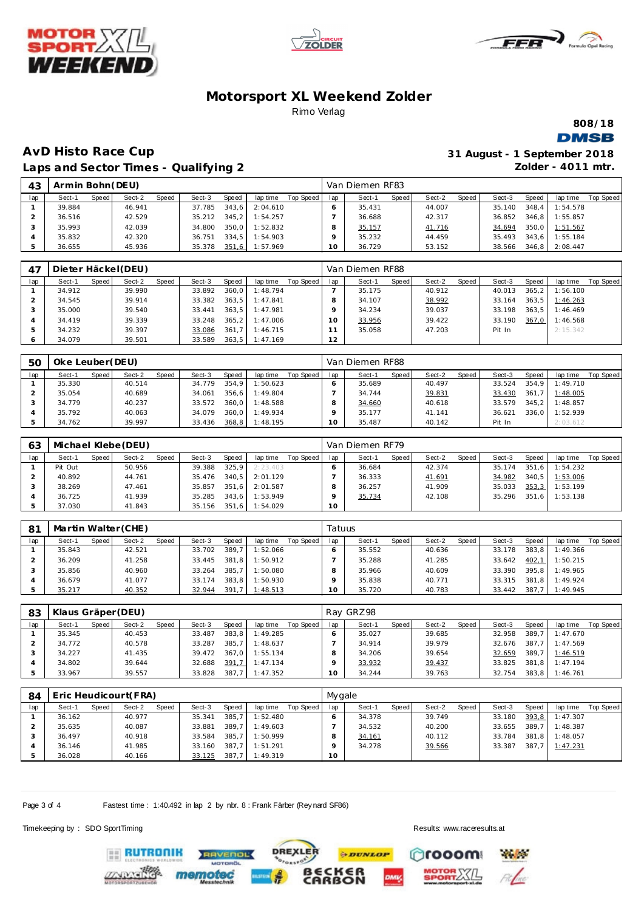# Motorsport XL Weekend Zolder

Rimo Verlag

808/18

## AvD Histo Race Cup

### Laps and Sector Times - Qualifying 2

31 August - 1 September 2018
Zolder - 4011 mtr.

**43 Armin Bohn(DEU)** — Van Diemen RF83

| lap | Sect-1 | Speed | Sect-2 | Speed | Sect-3 | Speed | lap time | Top Speed | lap | Sect-1 | Speed | Sect-2 | Speed | Sect-3 | Speed | lap time | Top Speed |
|---|---|---|---|---|---|---|---|---|---|---|---|---|---|---|---|---|---|
| 1 | 39.884 | | 46.941 | | 37.785 | 343,6 | 2:04.610 | | 6 | 35.431 | | 44.007 | | 35.140 | 348,4 | 1:54.578 | |
| 2 | 36.516 | | 42.529 | | 35.212 | 345,2 | 1:54.257 | | 7 | 36.688 | | 42.317 | | 36.852 | 346,8 | 1:55.857 | |
| 3 | 35.993 | | 42.039 | | 34.800 | 350,0 | 1:52.832 | | 8 | 35.157 | | 41.716 | | 34.694 | 350,0 | 1:51.567 | |
| 4 | 35.832 | | 42.320 | | 36.751 | 334,5 | 1:54.903 | | 9 | 35.232 | | 44.459 | | 35.493 | 343,6 | 1:55.184 | |
| 5 | 36.655 | | 45.936 | | 35.378 | 351,6 | 1:57.969 | | 10 | 36.729 | | 53.152 | | 38.566 | 346,8 | 2:08.447 | |

**47 Dieter Häckel(DEU)** — Van Diemen RF88

| lap | Sect-1 | Speed | Sect-2 | Speed | Sect-3 | Speed | lap time | Top Speed | lap | Sect-1 | Speed | Sect-2 | Speed | Sect-3 | Speed | lap time | Top Speed |
|---|---|---|---|---|---|---|---|---|---|---|---|---|---|---|---|---|---|
| 1 | 34.912 | | 39.990 | | 33.892 | 360,0 | 1:48.794 | | 7 | 35.175 | | 40.912 | | 40.013 | 365,2 | 1:56.100 | |
| 2 | 34.545 | | 39.914 | | 33.382 | 363,5 | 1:47.841 | | 8 | 34.107 | | 38.992 | | 33.164 | 363,5 | 1:46.263 | |
| 3 | 35.000 | | 39.540 | | 33.441 | 363,5 | 1:47.981 | | 9 | 34.234 | | 39.037 | | 33.198 | 363,5 | 1:46.469 | |
| 4 | 34.419 | | 39.339 | | 33.248 | 365,2 | 1:47.006 | | 10 | 33.956 | | 39.422 | | 33.190 | 367,0 | 1:46.568 | |
| 5 | 34.232 | | 39.397 | | 33.086 | 361,7 | 1:46.715 | | 11 | 35.058 | | 47.203 | | Pit In | | 2:15.342 | |
| 6 | 34.079 | | 39.501 | | 33.589 | 363,5 | 1:47.169 | | 12 | | | | | | | | |

**50 Oke Leuber(DEU)** — Van Diemen RF88

| lap | Sect-1 | Speed | Sect-2 | Speed | Sect-3 | Speed | lap time | Top Speed | lap | Sect-1 | Speed | Sect-2 | Speed | Sect-3 | Speed | lap time | Top Speed |
|---|---|---|---|---|---|---|---|---|---|---|---|---|---|---|---|---|---|
| 1 | 35.330 | | 40.514 | | 34.779 | 354,9 | 1:50.623 | | 6 | 35.689 | | 40.497 | | 33.524 | 354,9 | 1:49.710 | |
| 2 | 35.054 | | 40.689 | | 34.061 | 356,6 | 1:49.804 | | 7 | 34.744 | | 39.831 | | 33.430 | 361,7 | 1:48.005 | |
| 3 | 34.779 | | 40.237 | | 33.572 | 360,0 | 1:48.588 | | 8 | 34.660 | | 40.618 | | 33.579 | 345,2 | 1:48.857 | |
| 4 | 35.792 | | 40.063 | | 34.079 | 360,0 | 1:49.934 | | 9 | 35.177 | | 41.141 | | 36.621 | 336,0 | 1:52.939 | |
| 5 | 34.762 | | 39.997 | | 33.436 | 368,8 | 1:48.195 | | 10 | 35.487 | | 40.142 | | Pit In | | 2:03.612 | |

**63 Michael Klebe(DEU)** — Van Diemen RF79

| lap | Sect-1 | Speed | Sect-2 | Speed | Sect-3 | Speed | lap time | Top Speed | lap | Sect-1 | Speed | Sect-2 | Speed | Sect-3 | Speed | lap time | Top Speed |
|---|---|---|---|---|---|---|---|---|---|---|---|---|---|---|---|---|---|
| 1 | Pit Out | | 50.956 | | 39.388 | 325,9 | 2:23.403 | | 6 | 36.684 | | 42.374 | | 35.174 | 351,6 | 1:54.232 | |
| 2 | 40.892 | | 44.761 | | 35.476 | 340,5 | 2:01.129 | | 7 | 36.333 | | 41.691 | | 34.982 | 361,7 | 1:53.006 | |
| 3 | 38.269 | | 47.461 | | 35.857 | 351,6 | 2:01.587 | | 8 | 36.257 | | 41.909 | | 35.033 | 353,3 | 1:53.199 | |
| 4 | 36.725 | | 41.939 | | 35.285 | 343,6 | 1:53.949 | | 9 | 35.734 | | 42.108 | | 35.296 | 351,6 | 1:53.138 | |
| 5 | 37.030 | | 41.843 | | 35.156 | 351,6 | 1:54.029 | | 10 | | | | | | | | |

**81 Martin Walter(CHE)** — Tatuus

| lap | Sect-1 | Speed | Sect-2 | Speed | Sect-3 | Speed | lap time | Top Speed | lap | Sect-1 | Speed | Sect-2 | Speed | Sect-3 | Speed | lap time | Top Speed |
|---|---|---|---|---|---|---|---|---|---|---|---|---|---|---|---|---|---|
| 1 | 35.843 | | 42.521 | | 33.702 | 389,7 | 1:52.066 | | 6 | 35.552 | | 40.636 | | 33.178 | 383,8 | 1:49.366 | |
| 2 | 36.209 | | 41.258 | | 33.445 | 381,8 | 1:50.912 | | 7 | 35.288 | | 41.285 | | 33.642 | 402,1 | 1:50.215 | |
| 3 | 35.856 | | 40.960 | | 33.264 | 385,7 | 1:50.080 | | 8 | 35.966 | | 40.609 | | 33.390 | 395,8 | 1:49.965 | |
| 4 | 36.679 | | 41.077 | | 33.174 | 383,8 | 1:50.930 | | 9 | 35.838 | | 40.771 | | 33.315 | 381,8 | 1:49.924 | |
| 5 | 35.217 | | 40.352 | | 32.944 | 391,7 | 1:48.513 | | 10 | 35.720 | | 40.783 | | 33.442 | 387,7 | 1:49.945 | |

**83 Klaus Gräper(DEU)** — Ray GRZ98

| lap | Sect-1 | Speed | Sect-2 | Speed | Sect-3 | Speed | lap time | Top Speed | lap | Sect-1 | Speed | Sect-2 | Speed | Sect-3 | Speed | lap time | Top Speed |
|---|---|---|---|---|---|---|---|---|---|---|---|---|---|---|---|---|---|
| 1 | 35.345 | | 40.453 | | 33.487 | 383,8 | 1:49.285 | | 6 | 35.027 | | 39.685 | | 32.958 | 389,7 | 1:47.670 | |
| 2 | 34.772 | | 40.578 | | 33.287 | 385,7 | 1:48.637 | | 7 | 34.914 | | 39.979 | | 32.676 | 387,7 | 1:47.569 | |
| 3 | 34.227 | | 41.435 | | 39.472 | 367,0 | 1:55.134 | | 8 | 34.206 | | 39.654 | | 32.659 | 389,7 | 1:46.519 | |
| 4 | 34.802 | | 39.644 | | 32.688 | 391,7 | 1:47.134 | | 9 | 33.932 | | 39.437 | | 33.825 | 381,8 | 1:47.194 | |
| 5 | 33.967 | | 39.557 | | 33.828 | 387,7 | 1:47.352 | | 10 | 34.244 | | 39.763 | | 32.754 | 383,8 | 1:46.761 | |

**84 Eric Heudicourt(FRA)** — Mygale

| lap | Sect-1 | Speed | Sect-2 | Speed | Sect-3 | Speed | lap time | Top Speed | lap | Sect-1 | Speed | Sect-2 | Speed | Sect-3 | Speed | lap time | Top Speed |
|---|---|---|---|---|---|---|---|---|---|---|---|---|---|---|---|---|---|
| 1 | 36.162 | | 40.977 | | 35.341 | 385,7 | 1:52.480 | | 6 | 34.378 | | 39.749 | | 33.180 | 393,8 | 1:47.307 | |
| 2 | 35.635 | | 40.087 | | 33.881 | 389,7 | 1:49.603 | | 7 | 34.532 | | 40.200 | | 33.655 | 389,7 | 1:48.387 | |
| 3 | 36.497 | | 40.918 | | 33.584 | 385,7 | 1:50.999 | | 8 | 34.161 | | 40.112 | | 33.784 | 381,8 | 1:48.057 | |
| 4 | 36.146 | | 41.985 | | 33.160 | 387,7 | 1:51.291 | | 9 | 34.278 | | 39.566 | | 33.387 | 387,7 | 1:47.231 | |
| 5 | 36.028 | | 40.166 | | 33.125 | 387,7 | 1:49.319 | | 10 | | | | | | | | |

Fastest time : 1:40.492 in lap 2 by nbr. 8 : Frank Färber (Reynard SF86)

Timekeeping by : SDO SportTiming

Results: www.raceresults.at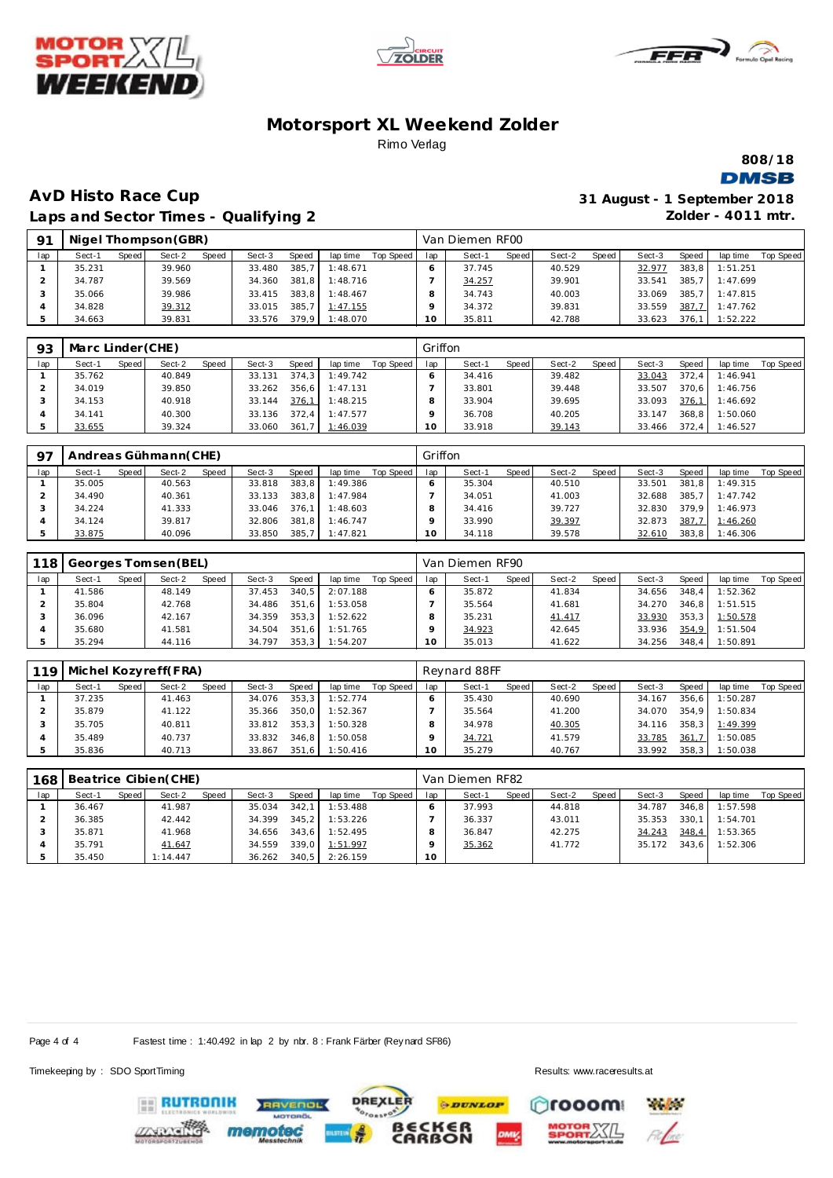# Motorsport XL Weekend Zolder

Rimo Verlag

808/18

DMSB

## AvD Histo Race Cup

**31 August - 1 September 2018**

### Laps and Sector Times - Qualifying 2

**Zolder - 4011 mtr.**

| 91 | Nigel Thompson(GBR) | | | | | | | | | Van Diemen RF00 | | | | | | | | | |
|---|---|---|---|---|---|---|---|---|---|---|---|---|---|---|---|---|---|---|---|
| lap | Sect-1 | Speed | Sect-2 | Speed | Sect-3 | Speed | lap time | Top Speed | lap | Sect-1 | Speed | Sect-2 | Speed | Sect-3 | Speed | lap time | Top Speed |
| 1 | 35.231 | | 39.960 | | 33.480 | 385,7 | 1:48.671 | | 6 | 37.745 | | 40.529 | | 32.977 | 383,8 | 1:51.251 | |
| 2 | 34.787 | | 39.569 | | 34.360 | 381,8 | 1:48.716 | | 7 | 34.257 | | 39.901 | | 33.541 | 385,7 | 1:47.699 | |
| 3 | 35.066 | | 39.986 | | 33.415 | 383,8 | 1:48.467 | | 8 | 34.743 | | 40.003 | | 33.069 | 385,7 | 1:47.815 | |
| 4 | 34.828 | | 39.312 | | 33.015 | 385,7 | 1:47.155 | | 9 | 34.372 | | 39.831 | | 33.559 | 387,7 | 1:47.762 | |
| 5 | 34.663 | | 39.831 | | 33.576 | 379,9 | 1:48.070 | | 10 | 35.811 | | 42.788 | | 33.623 | 376,1 | 1:52.222 | |

| 93 | Marc Linder(CHE) | | | | | | | | | Griffon | | | | | | | | | |
|---|---|---|---|---|---|---|---|---|---|---|---|---|---|---|---|---|---|---|---|
| lap | Sect-1 | Speed | Sect-2 | Speed | Sect-3 | Speed | lap time | Top Speed | lap | Sect-1 | Speed | Sect-2 | Speed | Sect-3 | Speed | lap time | Top Speed |
| 1 | 35.762 | | 40.849 | | 33.131 | 374,3 | 1:49.742 | | 6 | 34.416 | | 39.482 | | 33.043 | 372,4 | 1:46.941 | |
| 2 | 34.019 | | 39.850 | | 33.262 | 356,6 | 1:47.131 | | 7 | 33.801 | | 39.448 | | 33.507 | 370,6 | 1:46.756 | |
| 3 | 34.153 | | 40.918 | | 33.144 | 376,1 | 1:48.215 | | 8 | 33.904 | | 39.695 | | 33.093 | 376,1 | 1:46.692 | |
| 4 | 34.141 | | 40.300 | | 33.136 | 372,4 | 1:47.577 | | 9 | 36.708 | | 40.205 | | 33.147 | 368,8 | 1:50.060 | |
| 5 | 33.655 | | 39.324 | | 33.060 | 361,7 | 1:46.039 | | 10 | 33.918 | | 39.143 | | 33.466 | 372,4 | 1:46.527 | |

| 97 | Andreas Gühmann(CHE) | | | | | | | | | Griffon | | | | | | | | | |
|---|---|---|---|---|---|---|---|---|---|---|---|---|---|---|---|---|---|---|---|
| lap | Sect-1 | Speed | Sect-2 | Speed | Sect-3 | Speed | lap time | Top Speed | lap | Sect-1 | Speed | Sect-2 | Speed | Sect-3 | Speed | lap time | Top Speed |
| 1 | 35.005 | | 40.563 | | 33.818 | 383,8 | 1:49.386 | | 6 | 35.304 | | 40.510 | | 33.501 | 381,8 | 1:49.315 | |
| 2 | 34.490 | | 40.361 | | 33.133 | 383,8 | 1:47.984 | | 7 | 34.051 | | 41.003 | | 32.688 | 385,7 | 1:47.742 | |
| 3 | 34.224 | | 41.333 | | 33.046 | 376,1 | 1:48.603 | | 8 | 34.416 | | 39.727 | | 32.830 | 379,9 | 1:46.973 | |
| 4 | 34.124 | | 39.817 | | 32.806 | 381,8 | 1:46.747 | | 9 | 33.990 | | 39.397 | | 32.873 | 387,7 | 1:46.260 | |
| 5 | 33.875 | | 40.096 | | 33.850 | 385,7 | 1:47.821 | | 10 | 34.118 | | 39.578 | | 32.610 | 383,8 | 1:46.306 | |

| 118 | Georges Tomsen(BEL) | | | | | | | | | Van Diemen RF90 | | | | | | | | | |
|---|---|---|---|---|---|---|---|---|---|---|---|---|---|---|---|---|---|---|---|
| lap | Sect-1 | Speed | Sect-2 | Speed | Sect-3 | Speed | lap time | Top Speed | lap | Sect-1 | Speed | Sect-2 | Speed | Sect-3 | Speed | lap time | Top Speed |
| 1 | 41.586 | | 48.149 | | 37.453 | 340,5 | 2:07.188 | | 6 | 35.872 | | 41.834 | | 34.656 | 348,4 | 1:52.362 | |
| 2 | 35.804 | | 42.768 | | 34.486 | 351,6 | 1:53.058 | | 7 | 35.564 | | 41.681 | | 34.270 | 346,8 | 1:51.515 | |
| 3 | 36.096 | | 42.167 | | 34.359 | 353,3 | 1:52.622 | | 8 | 35.231 | | 41.417 | | 33.930 | 353,3 | 1:50.578 | |
| 4 | 35.680 | | 41.581 | | 34.504 | 351,6 | 1:51.765 | | 9 | 34.923 | | 42.645 | | 33.936 | 354,9 | 1:51.504 | |
| 5 | 35.294 | | 44.116 | | 34.797 | 353,3 | 1:54.207 | | 10 | 35.013 | | 41.622 | | 34.256 | 348,4 | 1:50.891 | |

| 119 | Michel Kozyreff(FRA) | | | | | | | | | Reynard 88FF | | | | | | | | | |
|---|---|---|---|---|---|---|---|---|---|---|---|---|---|---|---|---|---|---|---|
| lap | Sect-1 | Speed | Sect-2 | Speed | Sect-3 | Speed | lap time | Top Speed | lap | Sect-1 | Speed | Sect-2 | Speed | Sect-3 | Speed | lap time | Top Speed |
| 1 | 37.235 | | 41.463 | | 34.076 | 353,3 | 1:52.774 | | 6 | 35.430 | | 40.690 | | 34.167 | 356,6 | 1:50.287 | |
| 2 | 35.879 | | 41.122 | | 35.366 | 350,0 | 1:52.367 | | 7 | 35.564 | | 41.200 | | 34.070 | 354,9 | 1:50.834 | |
| 3 | 35.705 | | 40.811 | | 33.812 | 353,3 | 1:50.328 | | 8 | 34.978 | | 40.305 | | 34.116 | 358,3 | 1:49.399 | |
| 4 | 35.489 | | 40.737 | | 33.832 | 346,8 | 1:50.058 | | 9 | 34.721 | | 41.579 | | 33.785 | 361,7 | 1:50.085 | |
| 5 | 35.836 | | 40.713 | | 33.867 | 351,6 | 1:50.416 | | 10 | 35.279 | | 40.767 | | 33.992 | 358,3 | 1:50.038 | |

| 168 | Beatrice Cibien(CHE) | | | | | | | | | Van Diemen RF82 | | | | | | | | | |
|---|---|---|---|---|---|---|---|---|---|---|---|---|---|---|---|---|---|---|---|
| lap | Sect-1 | Speed | Sect-2 | Speed | Sect-3 | Speed | lap time | Top Speed | lap | Sect-1 | Speed | Sect-2 | Speed | Sect-3 | Speed | lap time | Top Speed |
| 1 | 36.467 | | 41.987 | | 35.034 | 342,1 | 1:53.488 | | 6 | 37.993 | | 44.818 | | 34.787 | 346,8 | 1:57.598 | |
| 2 | 36.385 | | 42.442 | | 34.399 | 345,2 | 1:53.226 | | 7 | 36.337 | | 43.011 | | 35.353 | 330,1 | 1:54.701 | |
| 3 | 35.871 | | 41.968 | | 34.656 | 343,6 | 1:52.495 | | 8 | 36.847 | | 42.275 | | 34.243 | 348,4 | 1:53.365 | |
| 4 | 35.791 | | 41.647 | | 34.559 | 339,0 | 1:51.997 | | 9 | 35.362 | | 41.772 | | 35.172 | 343,6 | 1:52.306 | |
| 5 | 35.450 | | 1:14.447 | | 36.262 | 340,5 | 2:26.159 | | 10 | | | | | | | | |

Fastest time : 1:40.492 in lap 2 by nbr. 8 : Frank Färber (Reynard SF86)

Timekeeping by : SDO SportTiming

Results: www.raceresults.at